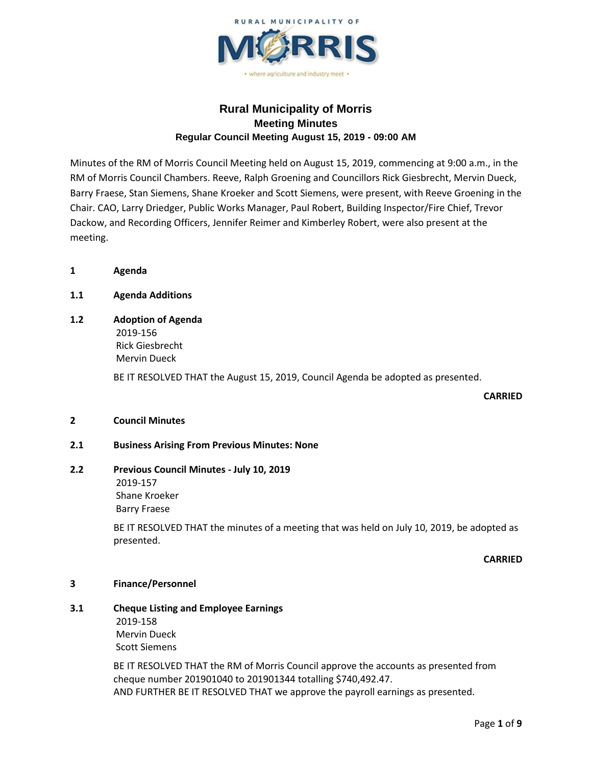RURAL MUNICIPALITY OF

MORRIS

• where agriculture and industry meet •

# Rural Municipality of Morris
## Meeting Minutes
### Regular Council Meeting August 15, 2019 - 09:00 AM

Minutes of the RM of Morris Council Meeting held on August 15, 2019, commencing at 9:00 a.m., in the RM of Morris Council Chambers. Reeve, Ralph Groening and Councillors Rick Giesbrecht, Mervin Dueck, Barry Fraese, Stan Siemens, Shane Kroeker and Scott Siemens, were present, with Reeve Groening in the Chair. CAO, Larry Driedger, Public Works Manager, Paul Robert, Building Inspector/Fire Chief, Trevor Dackow, and Recording Officers, Jennifer Reimer and Kimberley Robert, were also present at the meeting.

**1 Agenda**

**1.1 Agenda Additions**

**1.2 Adoption of Agenda**

2019-156
Rick Giesbrecht
Mervin Dueck

BE IT RESOLVED THAT the August 15, 2019, Council Agenda be adopted as presented.

**CARRIED**

**2 Council Minutes**

**2.1 Business Arising From Previous Minutes: None**

**2.2 Previous Council Minutes - July 10, 2019**

2019-157
Shane Kroeker
Barry Fraese

BE IT RESOLVED THAT the minutes of a meeting that was held on July 10, 2019, be adopted as presented.

**CARRIED**

**3 Finance/Personnel**

**3.1 Cheque Listing and Employee Earnings**

2019-158
Mervin Dueck
Scott Siemens

BE IT RESOLVED THAT the RM of Morris Council approve the accounts as presented from cheque number 201901040 to 201901344 totalling $740,492.47.
AND FURTHER BE IT RESOLVED THAT we approve the payroll earnings as presented.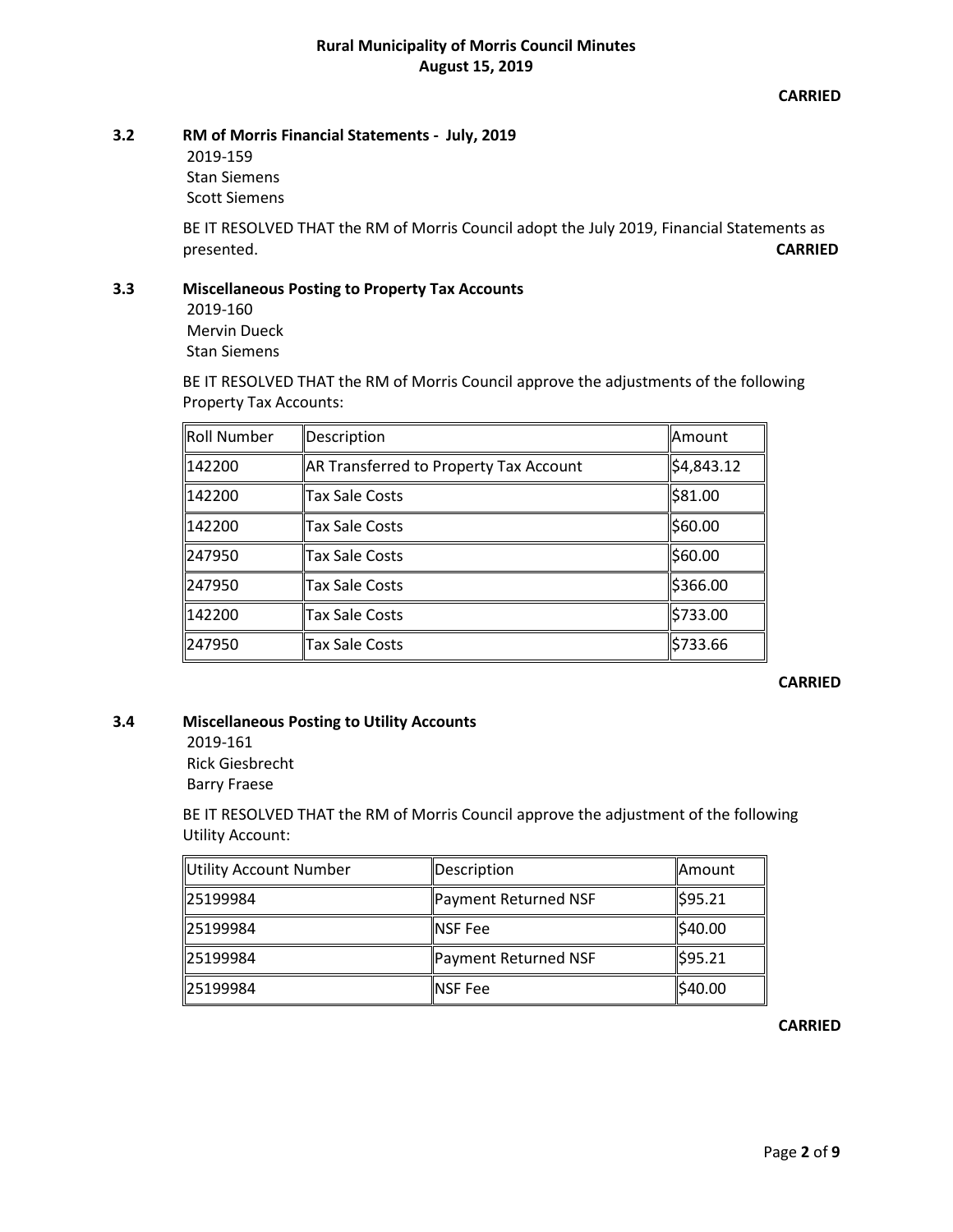**CARRIED**

### 3.2 RM of Morris Financial Statements - July, 2019

2019-159
Stan Siemens
Scott Siemens

BE IT RESOLVED THAT the RM of Morris Council adopt the July 2019, Financial Statements as presented.

**CARRIED**

### 3.3 Miscellaneous Posting to Property Tax Accounts

2019-160
Mervin Dueck
Stan Siemens

BE IT RESOLVED THAT the RM of Morris Council approve the adjustments of the following Property Tax Accounts:

| Roll Number | Description | Amount |
|---|---|---|
| 142200 | AR Transferred to Property Tax Account | $4,843.12 |
| 142200 | Tax Sale Costs | $81.00 |
| 142200 | Tax Sale Costs | $60.00 |
| 247950 | Tax Sale Costs | $60.00 |
| 247950 | Tax Sale Costs | $366.00 |
| 142200 | Tax Sale Costs | $733.00 |
| 247950 | Tax Sale Costs | $733.66 |

**CARRIED**

### 3.4 Miscellaneous Posting to Utility Accounts

2019-161
Rick Giesbrecht
Barry Fraese

BE IT RESOLVED THAT the RM of Morris Council approve the adjustment of the following Utility Account:

| Utility Account Number | Description | Amount |
|---|---|---|
| 25199984 | Payment Returned NSF | $95.21 |
| 25199984 | NSF Fee | $40.00 |
| 25199984 | Payment Returned NSF | $95.21 |
| 25199984 | NSF Fee | $40.00 |

**CARRIED**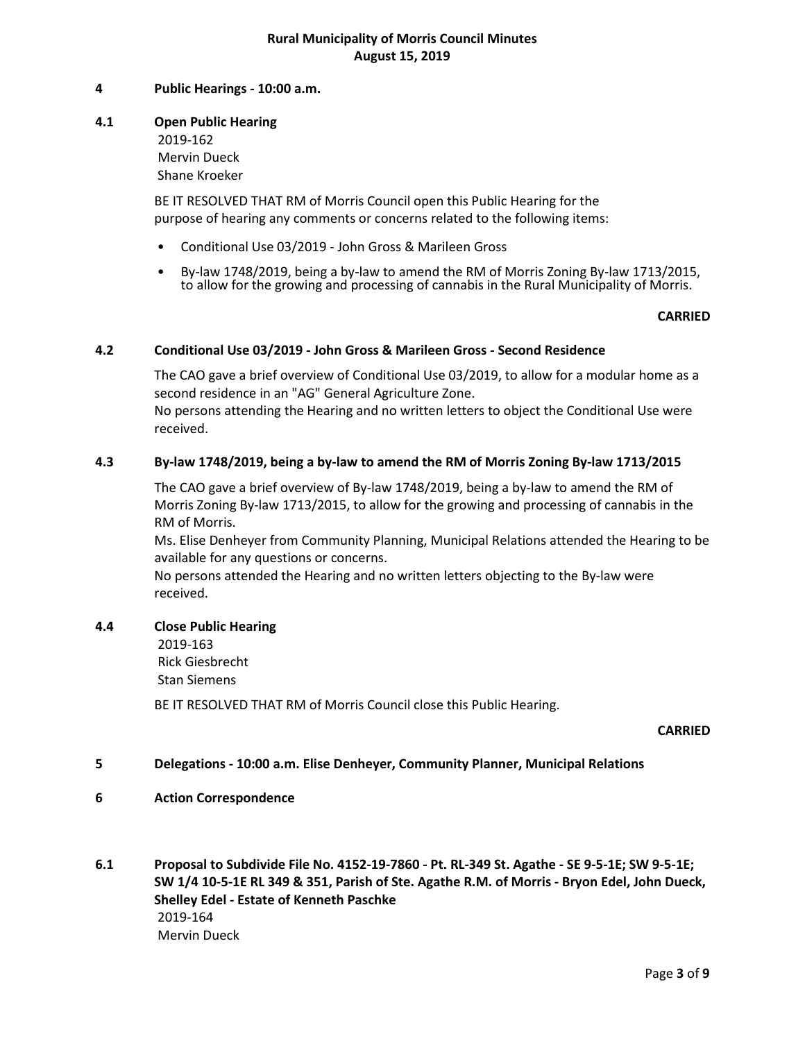## 4 Public Hearings - 10:00 a.m.

### 4.1 Open Public Hearing

2019-162
Mervin Dueck
Shane Kroeker

BE IT RESOLVED THAT RM of Morris Council open this Public Hearing for the purpose of hearing any comments or concerns related to the following items:

- Conditional Use 03/2019 - John Gross & Marileen Gross
- By-law 1748/2019, being a by-law to amend the RM of Morris Zoning By-law 1713/2015, to allow for the growing and processing of cannabis in the Rural Municipality of Morris.

**CARRIED**

### 4.2 Conditional Use 03/2019 - John Gross & Marileen Gross - Second Residence

The CAO gave a brief overview of Conditional Use 03/2019, to allow for a modular home as a second residence in an "AG" General Agriculture Zone.
No persons attending the Hearing and no written letters to object the Conditional Use were received.

### 4.3 By-law 1748/2019, being a by-law to amend the RM of Morris Zoning By-law 1713/2015

The CAO gave a brief overview of By-law 1748/2019, being a by-law to amend the RM of Morris Zoning By-law 1713/2015, to allow for the growing and processing of cannabis in the RM of Morris.
Ms. Elise Denheyer from Community Planning, Municipal Relations attended the Hearing to be available for any questions or concerns.
No persons attended the Hearing and no written letters objecting to the By-law were received.

### 4.4 Close Public Hearing

2019-163
Rick Giesbrecht
Stan Siemens

BE IT RESOLVED THAT RM of Morris Council close this Public Hearing.

**CARRIED**

## 5 Delegations - 10:00 a.m. Elise Denheyer, Community Planner, Municipal Relations

## 6 Action Correspondence

### 6.1 Proposal to Subdivide File No. 4152-19-7860 - Pt. RL-349 St. Agathe - SE 9-5-1E; SW 9-5-1E; SW 1/4 10-5-1E RL 349 & 351, Parish of Ste. Agathe R.M. of Morris - Bryon Edel, John Dueck, Shelley Edel - Estate of Kenneth Paschke

2019-164
Mervin Dueck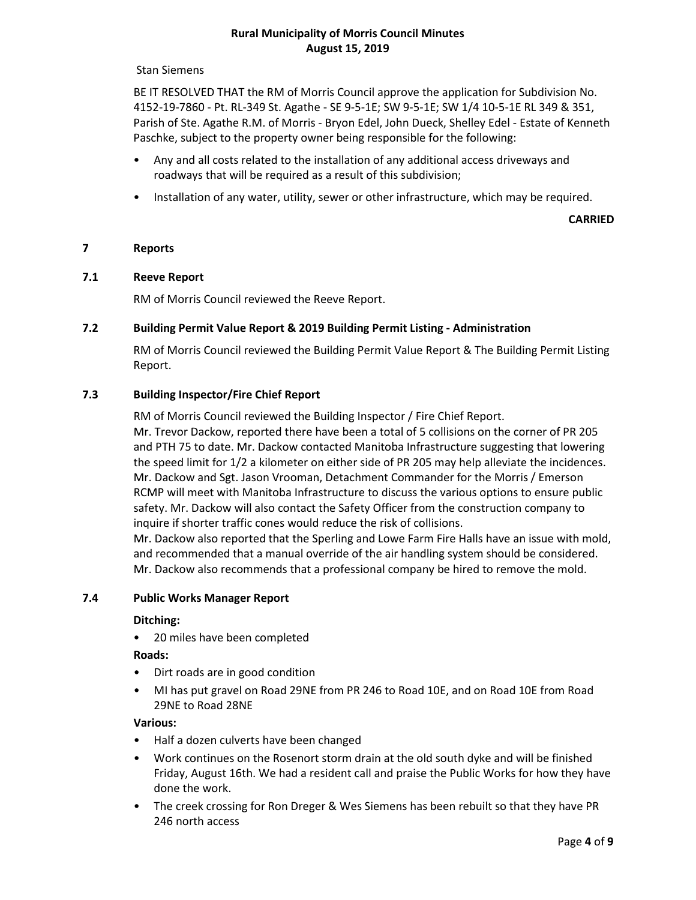Stan Siemens

BE IT RESOLVED THAT the RM of Morris Council approve the application for Subdivision No. 4152-19-7860 - Pt. RL-349 St. Agathe - SE 9-5-1E; SW 9-5-1E; SW 1/4 10-5-1E RL 349 & 351, Parish of Ste. Agathe R.M. of Morris - Bryon Edel, John Dueck, Shelley Edel - Estate of Kenneth Paschke, subject to the property owner being responsible for the following:

- Any and all costs related to the installation of any additional access driveways and roadways that will be required as a result of this subdivision;
- Installation of any water, utility, sewer or other infrastructure, which may be required.

**CARRIED**

## 7 Reports

### 7.1 Reeve Report

RM of Morris Council reviewed the Reeve Report.

### 7.2 Building Permit Value Report & 2019 Building Permit Listing - Administration

RM of Morris Council reviewed the Building Permit Value Report & The Building Permit Listing Report.

### 7.3 Building Inspector/Fire Chief Report

RM of Morris Council reviewed the Building Inspector / Fire Chief Report.
Mr. Trevor Dackow, reported there have been a total of 5 collisions on the corner of PR 205 and PTH 75 to date. Mr. Dackow contacted Manitoba Infrastructure suggesting that lowering the speed limit for 1/2 a kilometer on either side of PR 205 may help alleviate the incidences. Mr. Dackow and Sgt. Jason Vrooman, Detachment Commander for the Morris / Emerson RCMP will meet with Manitoba Infrastructure to discuss the various options to ensure public safety. Mr. Dackow will also contact the Safety Officer from the construction company to inquire if shorter traffic cones would reduce the risk of collisions.
Mr. Dackow also reported that the Sperling and Lowe Farm Fire Halls have an issue with mold, and recommended that a manual override of the air handling system should be considered. Mr. Dackow also recommends that a professional company be hired to remove the mold.

### 7.4 Public Works Manager Report

**Ditching:**

- 20 miles have been completed

**Roads:**

- Dirt roads are in good condition
- MI has put gravel on Road 29NE from PR 246 to Road 10E, and on Road 10E from Road 29NE to Road 28NE

**Various:**

- Half a dozen culverts have been changed
- Work continues on the Rosenort storm drain at the old south dyke and will be finished Friday, August 16th. We had a resident call and praise the Public Works for how they have done the work.
- The creek crossing for Ron Dreger & Wes Siemens has been rebuilt so that they have PR 246 north access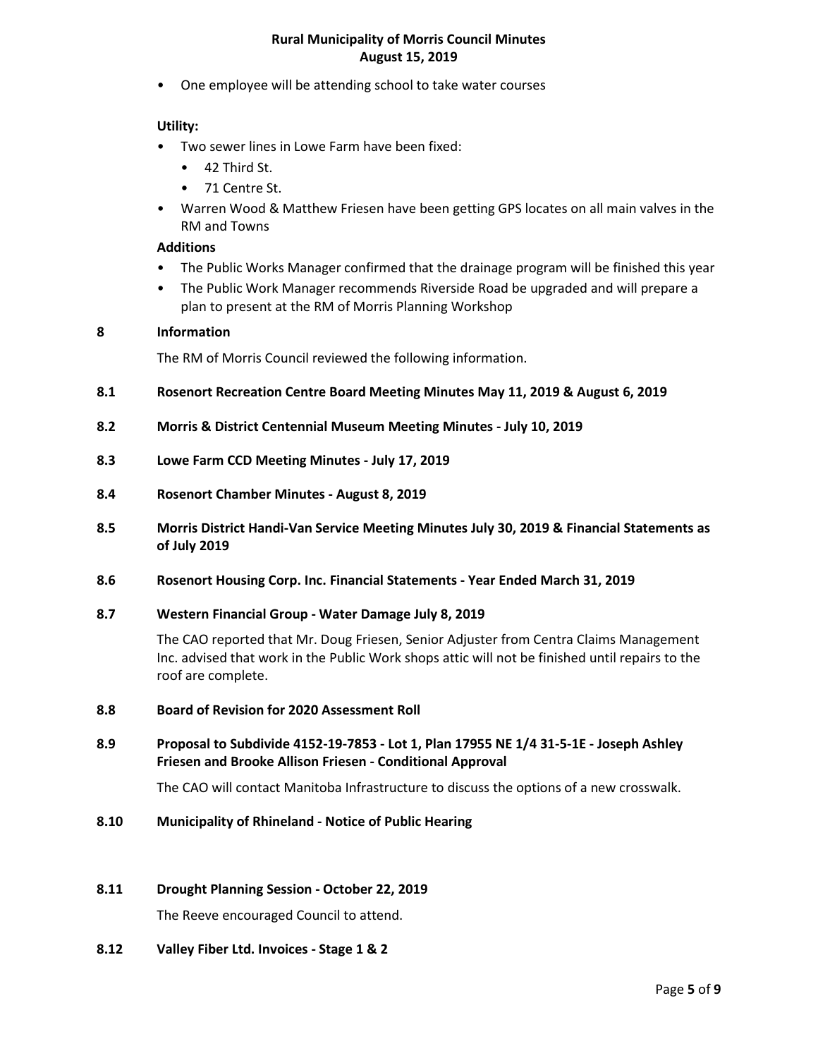- One employee will be attending school to take water courses

**Utility:**

- Two sewer lines in Lowe Farm have been fixed:
  - 42 Third St.
  - 71 Centre St.
- Warren Wood & Matthew Friesen have been getting GPS locates on all main valves in the RM and Towns

**Additions**

- The Public Works Manager confirmed that the drainage program will be finished this year
- The Public Work Manager recommends Riverside Road be upgraded and will prepare a plan to present at the RM of Morris Planning Workshop

## 8 Information

The RM of Morris Council reviewed the following information.

### 8.1 Rosenort Recreation Centre Board Meeting Minutes May 11, 2019 & August 6, 2019

### 8.2 Morris & District Centennial Museum Meeting Minutes - July 10, 2019

### 8.3 Lowe Farm CCD Meeting Minutes - July 17, 2019

### 8.4 Rosenort Chamber Minutes - August 8, 2019

### 8.5 Morris District Handi-Van Service Meeting Minutes July 30, 2019 & Financial Statements as of July 2019

### 8.6 Rosenort Housing Corp. Inc. Financial Statements - Year Ended March 31, 2019

### 8.7 Western Financial Group - Water Damage July 8, 2019

The CAO reported that Mr. Doug Friesen, Senior Adjuster from Centra Claims Management Inc. advised that work in the Public Work shops attic will not be finished until repairs to the roof are complete.

### 8.8 Board of Revision for 2020 Assessment Roll

### 8.9 Proposal to Subdivide 4152-19-7853 - Lot 1, Plan 17955 NE 1/4 31-5-1E - Joseph Ashley Friesen and Brooke Allison Friesen - Conditional Approval

The CAO will contact Manitoba Infrastructure to discuss the options of a new crosswalk.

### 8.10 Municipality of Rhineland - Notice of Public Hearing

### 8.11 Drought Planning Session - October 22, 2019

The Reeve encouraged Council to attend.

### 8.12 Valley Fiber Ltd. Invoices - Stage 1 & 2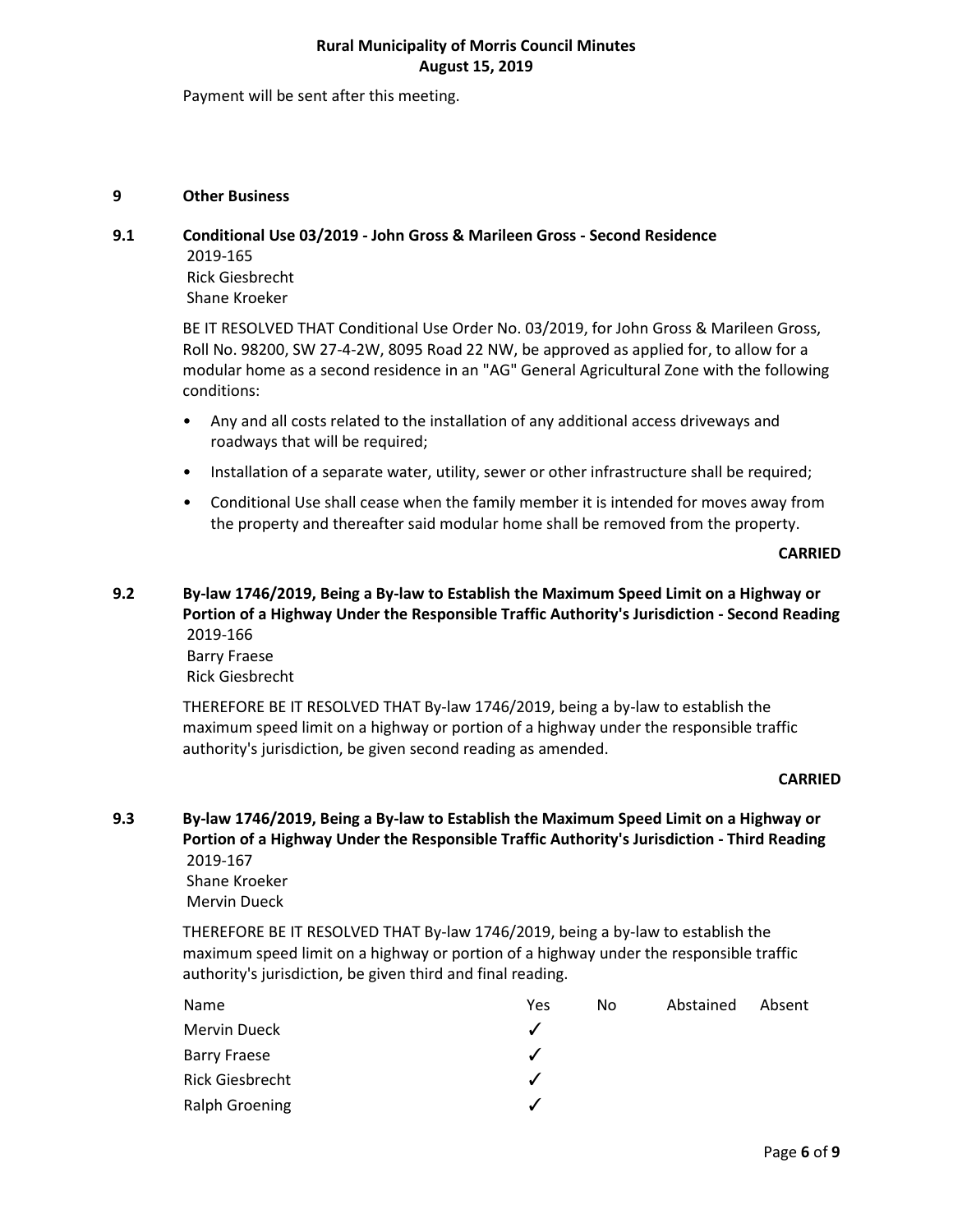Payment will be sent after this meeting.

## 9 Other Business

### 9.1 Conditional Use 03/2019 - John Gross & Marileen Gross - Second Residence

2019-165
Rick Giesbrecht
Shane Kroeker

BE IT RESOLVED THAT Conditional Use Order No. 03/2019, for John Gross & Marileen Gross, Roll No. 98200, SW 27-4-2W, 8095 Road 22 NW, be approved as applied for, to allow for a modular home as a second residence in an "AG" General Agricultural Zone with the following conditions:

- Any and all costs related to the installation of any additional access driveways and roadways that will be required;
- Installation of a separate water, utility, sewer or other infrastructure shall be required;
- Conditional Use shall cease when the family member it is intended for moves away from the property and thereafter said modular home shall be removed from the property.

**CARRIED**

### 9.2 By-law 1746/2019, Being a By-law to Establish the Maximum Speed Limit on a Highway or Portion of a Highway Under the Responsible Traffic Authority's Jurisdiction - Second Reading

2019-166
Barry Fraese
Rick Giesbrecht

THEREFORE BE IT RESOLVED THAT By-law 1746/2019, being a by-law to establish the maximum speed limit on a highway or portion of a highway under the responsible traffic authority's jurisdiction, be given second reading as amended.

**CARRIED**

### 9.3 By-law 1746/2019, Being a By-law to Establish the Maximum Speed Limit on a Highway or Portion of a Highway Under the Responsible Traffic Authority's Jurisdiction - Third Reading

2019-167
Shane Kroeker
Mervin Dueck

THEREFORE BE IT RESOLVED THAT By-law 1746/2019, being a by-law to establish the maximum speed limit on a highway or portion of a highway under the responsible traffic authority's jurisdiction, be given third and final reading.

| Name | Yes | No | Abstained | Absent |
|---|---|---|---|---|
| Mervin Dueck | ✓ | | | |
| Barry Fraese | ✓ | | | |
| Rick Giesbrecht | ✓ | | | |
| Ralph Groening | ✓ | | | |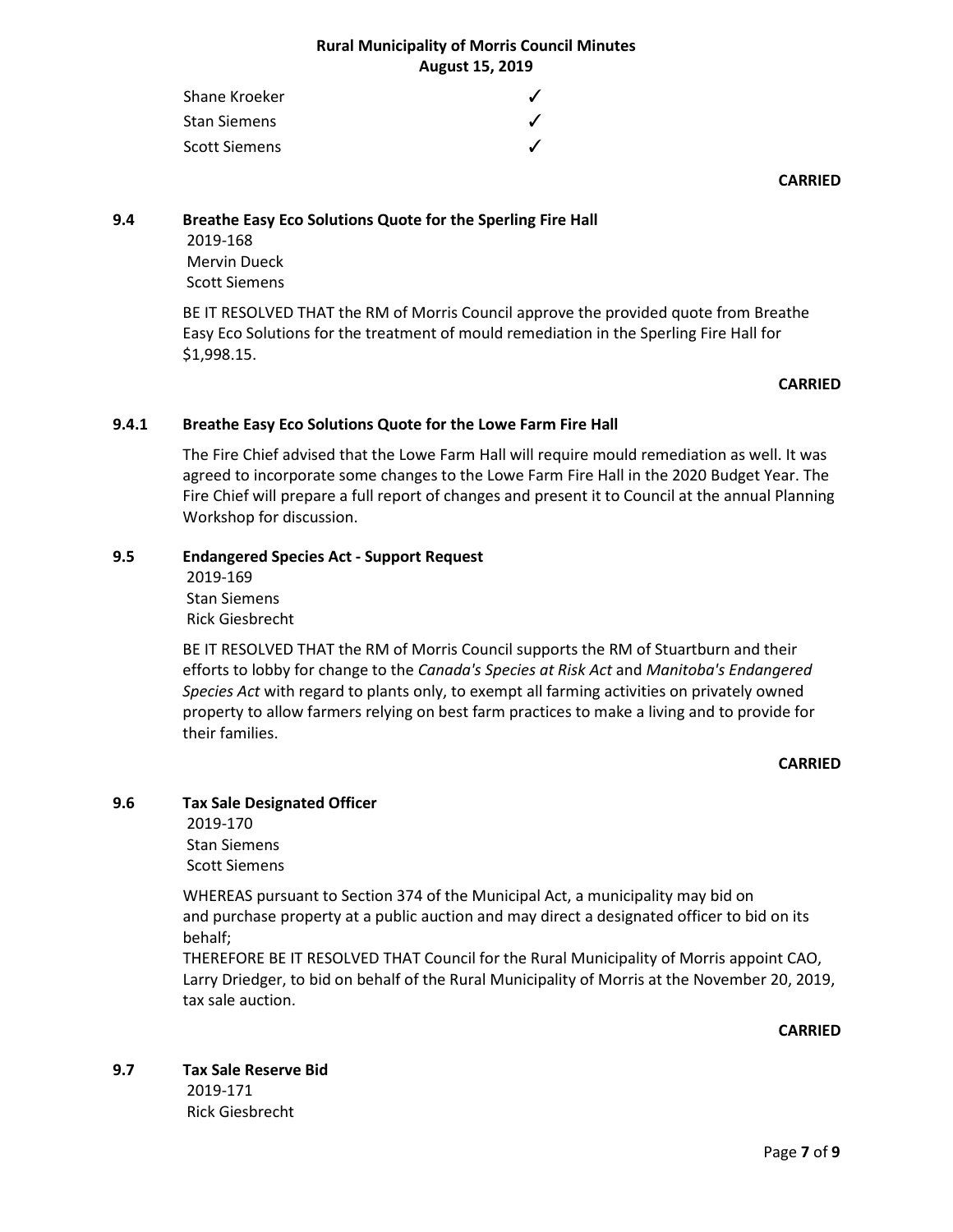| | |
|---|---|
| Shane Kroeker | ✓ |
| Stan Siemens | ✓ |
| Scott Siemens | ✓ |

**CARRIED**

### 9.4 Breathe Easy Eco Solutions Quote for the Sperling Fire Hall

2019-168
Mervin Dueck
Scott Siemens

BE IT RESOLVED THAT the RM of Morris Council approve the provided quote from Breathe Easy Eco Solutions for the treatment of mould remediation in the Sperling Fire Hall for $1,998.15.

**CARRIED**

### 9.4.1 Breathe Easy Eco Solutions Quote for the Lowe Farm Fire Hall

The Fire Chief advised that the Lowe Farm Hall will require mould remediation as well. It was agreed to incorporate some changes to the Lowe Farm Fire Hall in the 2020 Budget Year. The Fire Chief will prepare a full report of changes and present it to Council at the annual Planning Workshop for discussion.

### 9.5 Endangered Species Act - Support Request

2019-169
Stan Siemens
Rick Giesbrecht

BE IT RESOLVED THAT the RM of Morris Council supports the RM of Stuartburn and their efforts to lobby for change to the *Canada's Species at Risk Act* and *Manitoba's Endangered Species Act* with regard to plants only, to exempt all farming activities on privately owned property to allow farmers relying on best farm practices to make a living and to provide for their families.

**CARRIED**

### 9.6 Tax Sale Designated Officer

2019-170
Stan Siemens
Scott Siemens

WHEREAS pursuant to Section 374 of the Municipal Act, a municipality may bid on and purchase property at a public auction and may direct a designated officer to bid on its behalf;
THEREFORE BE IT RESOLVED THAT Council for the Rural Municipality of Morris appoint CAO, Larry Driedger, to bid on behalf of the Rural Municipality of Morris at the November 20, 2019, tax sale auction.

**CARRIED**

### 9.7 Tax Sale Reserve Bid

2019-171
Rick Giesbrecht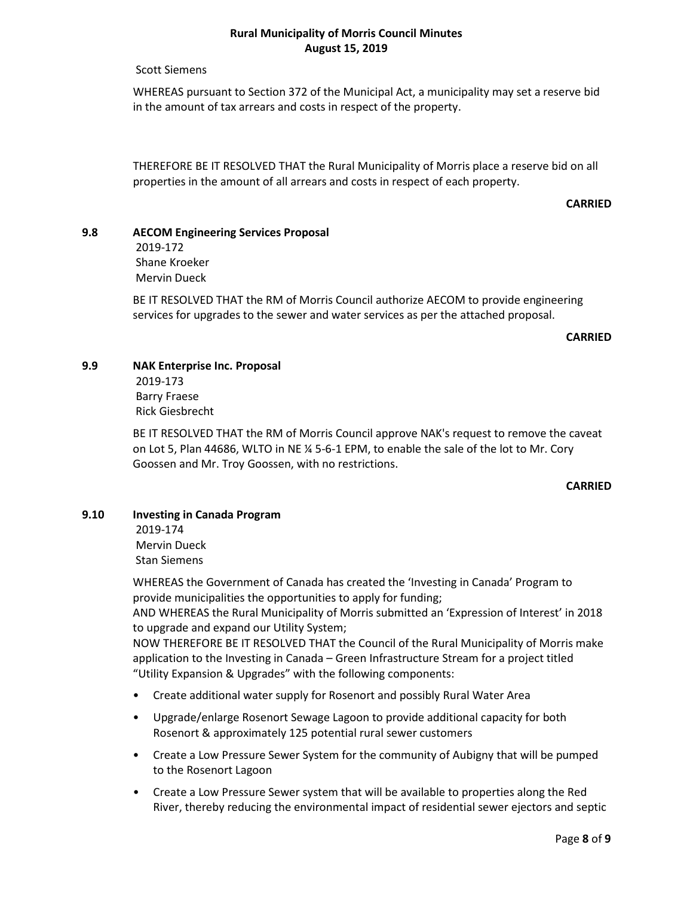Scott Siemens

WHEREAS pursuant to Section 372 of the Municipal Act, a municipality may set a reserve bid in the amount of tax arrears and costs in respect of the property.

THEREFORE BE IT RESOLVED THAT the Rural Municipality of Morris place a reserve bid on all properties in the amount of all arrears and costs in respect of each property.

**CARRIED**

### 9.8 AECOM Engineering Services Proposal

2019-172
Shane Kroeker
Mervin Dueck

BE IT RESOLVED THAT the RM of Morris Council authorize AECOM to provide engineering services for upgrades to the sewer and water services as per the attached proposal.

**CARRIED**

### 9.9 NAK Enterprise Inc. Proposal

2019-173
Barry Fraese
Rick Giesbrecht

BE IT RESOLVED THAT the RM of Morris Council approve NAK's request to remove the caveat on Lot 5, Plan 44686, WLTO in NE ¼ 5-6-1 EPM, to enable the sale of the lot to Mr. Cory Goossen and Mr. Troy Goossen, with no restrictions.

**CARRIED**

### 9.10 Investing in Canada Program

2019-174
Mervin Dueck
Stan Siemens

WHEREAS the Government of Canada has created the 'Investing in Canada' Program to provide municipalities the opportunities to apply for funding;
AND WHEREAS the Rural Municipality of Morris submitted an 'Expression of Interest' in 2018 to upgrade and expand our Utility System;
NOW THEREFORE BE IT RESOLVED THAT the Council of the Rural Municipality of Morris make application to the Investing in Canada – Green Infrastructure Stream for a project titled "Utility Expansion & Upgrades" with the following components:

- Create additional water supply for Rosenort and possibly Rural Water Area
- Upgrade/enlarge Rosenort Sewage Lagoon to provide additional capacity for both Rosenort & approximately 125 potential rural sewer customers
- Create a Low Pressure Sewer System for the community of Aubigny that will be pumped to the Rosenort Lagoon
- Create a Low Pressure Sewer system that will be available to properties along the Red River, thereby reducing the environmental impact of residential sewer ejectors and septic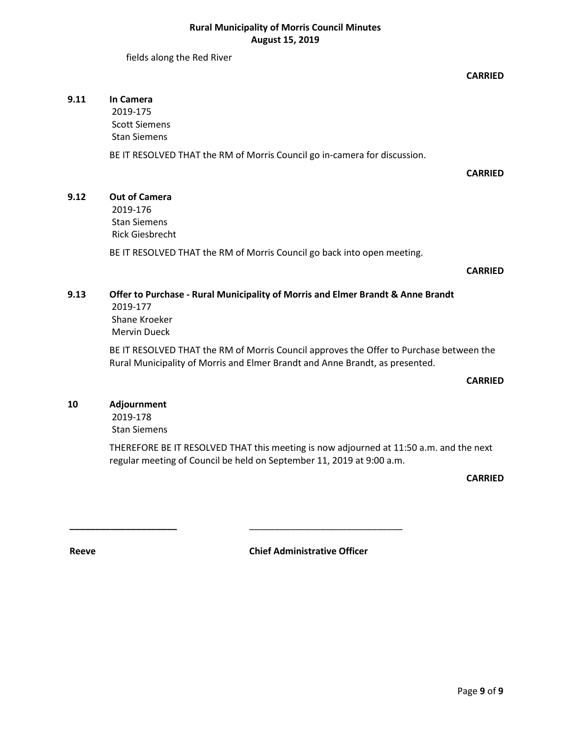fields along the Red River

**CARRIED**

**9.11 In Camera**

2019-175
Scott Siemens
Stan Siemens

BE IT RESOLVED THAT the RM of Morris Council go in-camera for discussion.

**CARRIED**

**9.12 Out of Camera**

2019-176
Stan Siemens
Rick Giesbrecht

BE IT RESOLVED THAT the RM of Morris Council go back into open meeting.

**CARRIED**

**9.13 Offer to Purchase - Rural Municipality of Morris and Elmer Brandt & Anne Brandt**

2019-177
Shane Kroeker
Mervin Dueck

BE IT RESOLVED THAT the RM of Morris Council approves the Offer to Purchase between the Rural Municipality of Morris and Elmer Brandt and Anne Brandt, as presented.

**CARRIED**

**10 Adjournment**

2019-178
Stan Siemens

THEREFORE BE IT RESOLVED THAT this meeting is now adjourned at 11:50 a.m. and the next regular meeting of Council be held on September 11, 2019 at 9:00 a.m.

**CARRIED**

\_\_\_\_\_\_\_\_\_\_\_\_\_\_\_\_\_\_\_\_ \_\_\_\_\_\_\_\_\_\_\_\_\_\_\_\_\_\_\_\_\_\_\_\_\_\_\_\_\_\_

**Reeve** **Chief Administrative Officer**